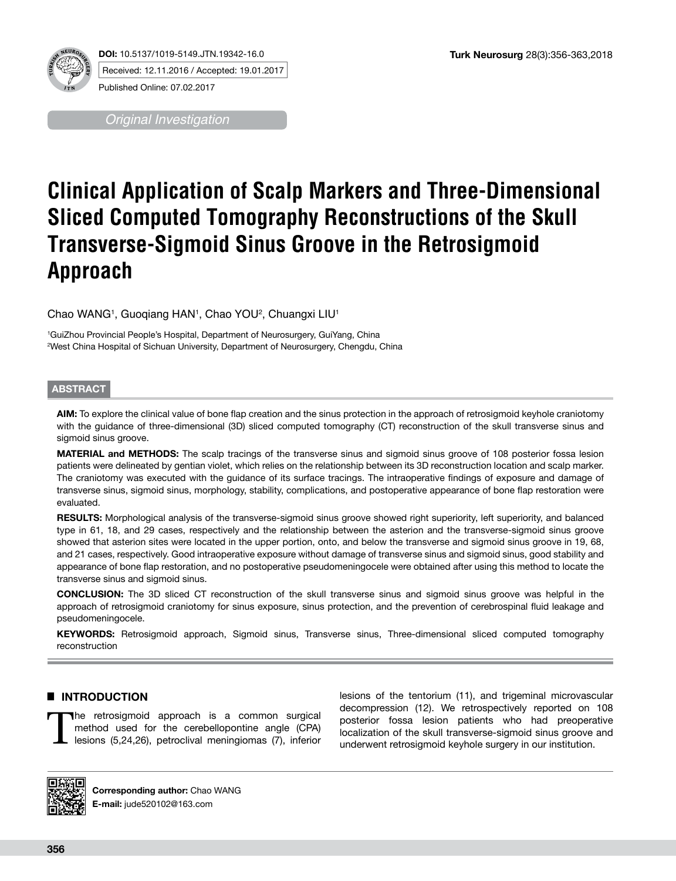DOI: 10.5137/1019-5149.JTN.19342-16.0

Received: 12.11.2016 / Accepted: 19.01.2017

Published Online: 07.02.2017

*Original Investigation*

# Clinical Application of Scalp Markers and Three-Dimensional Sliced Computed Tomography Reconstructions of the Skull Transverse-Sigmoid Sinus Groove in the Retrosigmoid Approach

Chao WANG[1], Guoqiang HAN[1], Chao YOU[2], Chuangxi LIU[1]

[1]GuiZhou Provincial People's Hospital, Department of Neurosurgery, GuiYang, China
[2]West China Hospital of Sichuan University, Department of Neurosurgery, Chengdu, China

## ABSTRACT

**AIM:** To explore the clinical value of bone flap creation and the sinus protection in the approach of retrosigmoid keyhole craniotomy with the guidance of three-dimensional (3D) sliced computed tomography (CT) reconstruction of the skull transverse sinus and sigmoid sinus groove.

**MATERIAL and METHODS:** The scalp tracings of the transverse sinus and sigmoid sinus groove of 108 posterior fossa lesion patients were delineated by gentian violet, which relies on the relationship between its 3D reconstruction location and scalp marker. The craniotomy was executed with the guidance of its surface tracings. The intraoperative findings of exposure and damage of transverse sinus, sigmoid sinus, morphology, stability, complications, and postoperative appearance of bone flap restoration were evaluated.

**RESULTS:** Morphological analysis of the transverse-sigmoid sinus groove showed right superiority, left superiority, and balanced type in 61, 18, and 29 cases, respectively and the relationship between the asterion and the transverse-sigmoid sinus groove showed that asterion sites were located in the upper portion, onto, and below the transverse and sigmoid sinus groove in 19, 68, and 21 cases, respectively. Good intraoperative exposure without damage of transverse sinus and sigmoid sinus, good stability and appearance of bone flap restoration, and no postoperative pseudomeningocele were obtained after using this method to locate the transverse sinus and sigmoid sinus.

**CONCLUSION:** The 3D sliced CT reconstruction of the skull transverse sinus and sigmoid sinus groove was helpful in the approach of retrosigmoid craniotomy for sinus exposure, sinus protection, and the prevention of cerebrospinal fluid leakage and pseudomeningocele.

**KEYWORDS:** Retrosigmoid approach, Sigmoid sinus, Transverse sinus, Three-dimensional sliced computed tomography reconstruction

## INTRODUCTION

The retrosigmoid approach is a common surgical method used for the cerebellopontine angle (CPA) lesions (5,24,26), petroclival meningiomas (7), inferior lesions of the tentorium (11), and trigeminal microvascular decompression (12). We retrospectively reported on 108 posterior fossa lesion patients who had preoperative localization of the skull transverse-sigmoid sinus groove and underwent retrosigmoid keyhole surgery in our institution.

**Corresponding author:** Chao WANG
**E-mail:** jude520102@163.com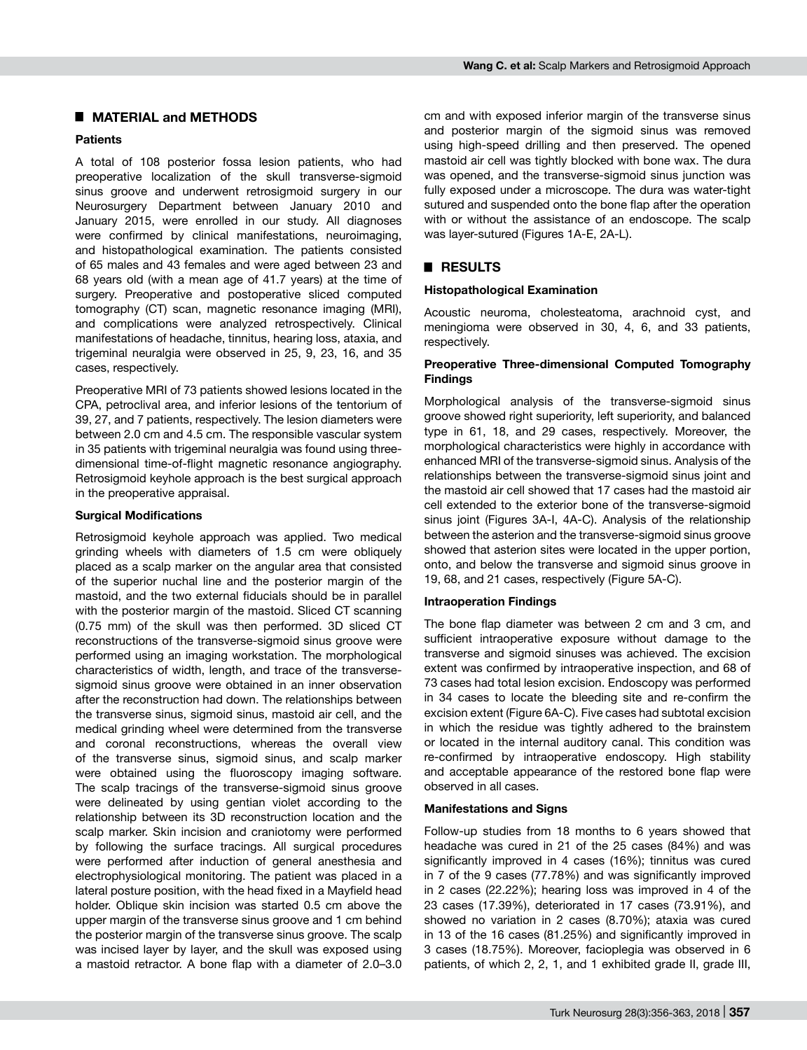## MATERIAL and METHODS

### Patients

A total of 108 posterior fossa lesion patients, who had preoperative localization of the skull transverse-sigmoid sinus groove and underwent retrosigmoid surgery in our Neurosurgery Department between January 2010 and January 2015, were enrolled in our study. All diagnoses were confirmed by clinical manifestations, neuroimaging, and histopathological examination. The patients consisted of 65 males and 43 females and were aged between 23 and 68 years old (with a mean age of 41.7 years) at the time of surgery. Preoperative and postoperative sliced computed tomography (CT) scan, magnetic resonance imaging (MRI), and complications were analyzed retrospectively. Clinical manifestations of headache, tinnitus, hearing loss, ataxia, and trigeminal neuralgia were observed in 25, 9, 23, 16, and 35 cases, respectively.

Preoperative MRI of 73 patients showed lesions located in the CPA, petroclival area, and inferior lesions of the tentorium of 39, 27, and 7 patients, respectively. The lesion diameters were between 2.0 cm and 4.5 cm. The responsible vascular system in 35 patients with trigeminal neuralgia was found using three-dimensional time-of-flight magnetic resonance angiography. Retrosigmoid keyhole approach is the best surgical approach in the preoperative appraisal.

### Surgical Modifications

Retrosigmoid keyhole approach was applied. Two medical grinding wheels with diameters of 1.5 cm were obliquely placed as a scalp marker on the angular area that consisted of the superior nuchal line and the posterior margin of the mastoid, and the two external fiducials should be in parallel with the posterior margin of the mastoid. Sliced CT scanning (0.75 mm) of the skull was then performed. 3D sliced CT reconstructions of the transverse-sigmoid sinus groove were performed using an imaging workstation. The morphological characteristics of width, length, and trace of the transverse-sigmoid sinus groove were obtained in an inner observation after the reconstruction had down. The relationships between the transverse sinus, sigmoid sinus, mastoid air cell, and the medical grinding wheel were determined from the transverse and coronal reconstructions, whereas the overall view of the transverse sinus, sigmoid sinus, and scalp marker were obtained using the fluoroscopy imaging software. The scalp tracings of the transverse-sigmoid sinus groove were delineated by using gentian violet according to the relationship between its 3D reconstruction location and the scalp marker. Skin incision and craniotomy were performed by following the surface tracings. All surgical procedures were performed after induction of general anesthesia and electrophysiological monitoring. The patient was placed in a lateral posture position, with the head fixed in a Mayfield head holder. Oblique skin incision was started 0.5 cm above the upper margin of the transverse sinus groove and 1 cm behind the posterior margin of the transverse sinus groove. The scalp was incised layer by layer, and the skull was exposed using a mastoid retractor. A bone flap with a diameter of 2.0–3.0 cm and with exposed inferior margin of the transverse sinus and posterior margin of the sigmoid sinus was removed using high-speed drilling and then preserved. The opened mastoid air cell was tightly blocked with bone wax. The dura was opened, and the transverse-sigmoid sinus junction was fully exposed under a microscope. The dura was water-tight sutured and suspended onto the bone flap after the operation with or without the assistance of an endoscope. The scalp was layer-sutured (Figures 1A-E, 2A-L).

## RESULTS

### Histopathological Examination

Acoustic neuroma, cholesteatoma, arachnoid cyst, and meningioma were observed in 30, 4, 6, and 33 patients, respectively.

### Preoperative Three-dimensional Computed Tomography Findings

Morphological analysis of the transverse-sigmoid sinus groove showed right superiority, left superiority, and balanced type in 61, 18, and 29 cases, respectively. Moreover, the morphological characteristics were highly in accordance with enhanced MRI of the transverse-sigmoid sinus. Analysis of the relationships between the transverse-sigmoid sinus joint and the mastoid air cell showed that 17 cases had the mastoid air cell extended to the exterior bone of the transverse-sigmoid sinus joint (Figures 3A-I, 4A-C). Analysis of the relationship between the asterion and the transverse-sigmoid sinus groove showed that asterion sites were located in the upper portion, onto, and below the transverse and sigmoid sinus groove in 19, 68, and 21 cases, respectively (Figure 5A-C).

### Intraoperation Findings

The bone flap diameter was between 2 cm and 3 cm, and sufficient intraoperative exposure without damage to the transverse and sigmoid sinuses was achieved. The excision extent was confirmed by intraoperative inspection, and 68 of 73 cases had total lesion excision. Endoscopy was performed in 34 cases to locate the bleeding site and re-confirm the excision extent (Figure 6A-C). Five cases had subtotal excision in which the residue was tightly adhered to the brainstem or located in the internal auditory canal. This condition was re-confirmed by intraoperative endoscopy. High stability and acceptable appearance of the restored bone flap were observed in all cases.

### Manifestations and Signs

Follow-up studies from 18 months to 6 years showed that headache was cured in 21 of the 25 cases (84%) and was significantly improved in 4 cases (16%); tinnitus was cured in 7 of the 9 cases (77.78%) and was significantly improved in 2 cases (22.22%); hearing loss was improved in 4 of the 23 cases (17.39%), deteriorated in 17 cases (73.91%), and showed no variation in 2 cases (8.70%); ataxia was cured in 13 of the 16 cases (81.25%) and significantly improved in 3 cases (18.75%). Moreover, facioplegia was observed in 6 patients, of which 2, 2, 1, and 1 exhibited grade II, grade III,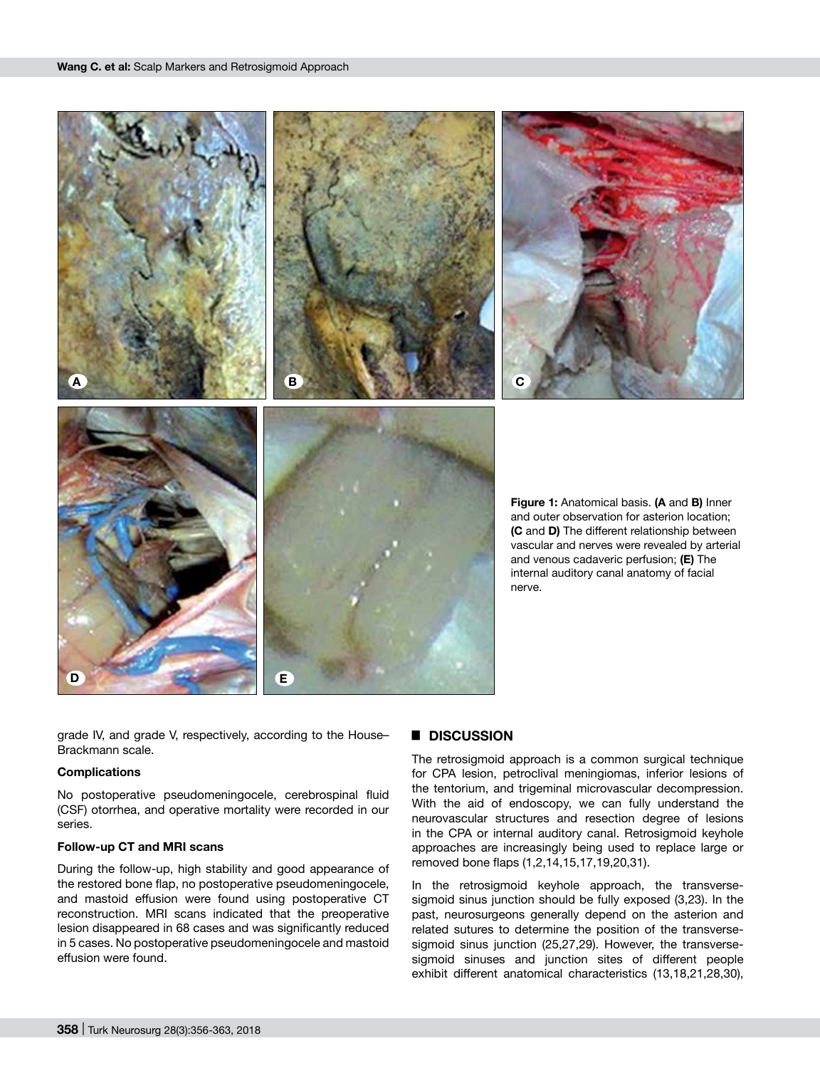**Figure 1:** Anatomical basis. **(A** and **B)** Inner and outer observation for asterion location; **(C** and **D)** The different relationship between vascular and nerves were revealed by arterial and venous cadaveric perfusion; **(E)** The internal auditory canal anatomy of facial nerve.

grade IV, and grade V, respectively, according to the House–Brackmann scale.

### Complications

No postoperative pseudomeningocele, cerebrospinal fluid (CSF) otorrhea, and operative mortality were recorded in our series.

### Follow-up CT and MRI scans

During the follow-up, high stability and good appearance of the restored bone flap, no postoperative pseudomeningocele, and mastoid effusion were found using postoperative CT reconstruction. MRI scans indicated that the preoperative lesion disappeared in 68 cases and was significantly reduced in 5 cases. No postoperative pseudomeningocele and mastoid effusion were found.

## DISCUSSION

The retrosigmoid approach is a common surgical technique for CPA lesion, petroclival meningiomas, inferior lesions of the tentorium, and trigeminal microvascular decompression. With the aid of endoscopy, we can fully understand the neurovascular structures and resection degree of lesions in the CPA or internal auditory canal. Retrosigmoid keyhole approaches are increasingly being used to replace large or removed bone flaps (1,2,14,15,17,19,20,31).

In the retrosigmoid keyhole approach, the transverse-sigmoid sinus junction should be fully exposed (3,23). In the past, neurosurgeons generally depend on the asterion and related sutures to determine the position of the transverse-sigmoid sinus junction (25,27,29). However, the transverse-sigmoid sinuses and junction sites of different people exhibit different anatomical characteristics (13,18,21,28,30),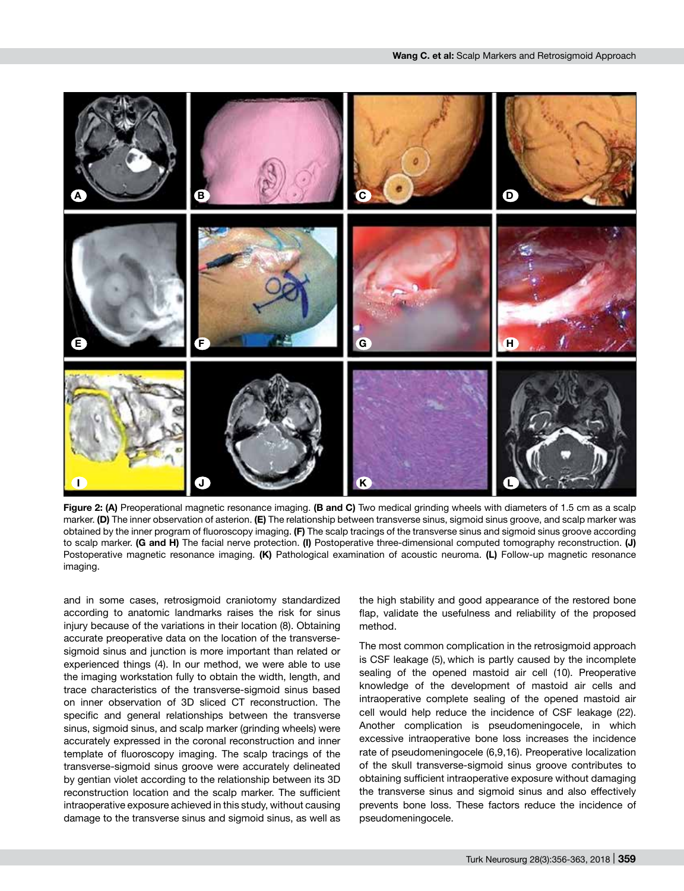**Figure 2: (A)** Preoperational magnetic resonance imaging. **(B and C)** Two medical grinding wheels with diameters of 1.5 cm as a scalp marker. **(D)** The inner observation of asterion. **(E)** The relationship between transverse sinus, sigmoid sinus groove, and scalp marker was obtained by the inner program of fluoroscopy imaging. **(F)** The scalp tracings of the transverse sinus and sigmoid sinus groove according to scalp marker. **(G and H)** The facial nerve protection. **(I)** Postoperative three-dimensional computed tomography reconstruction. **(J)** Postoperative magnetic resonance imaging. **(K)** Pathological examination of acoustic neuroma. **(L)** Follow-up magnetic resonance imaging.

and in some cases, retrosigmoid craniotomy standardized according to anatomic landmarks raises the risk for sinus injury because of the variations in their location (8). Obtaining accurate preoperative data on the location of the transverse-sigmoid sinus and junction is more important than related or experienced things (4). In our method, we were able to use the imaging workstation fully to obtain the width, length, and trace characteristics of the transverse-sigmoid sinus based on inner observation of 3D sliced CT reconstruction. The specific and general relationships between the transverse sinus, sigmoid sinus, and scalp marker (grinding wheels) were accurately expressed in the coronal reconstruction and inner template of fluoroscopy imaging. The scalp tracings of the transverse-sigmoid sinus groove were accurately delineated by gentian violet according to the relationship between its 3D reconstruction location and the scalp marker. The sufficient intraoperative exposure achieved in this study, without causing damage to the transverse sinus and sigmoid sinus, as well as the high stability and good appearance of the restored bone flap, validate the usefulness and reliability of the proposed method.

The most common complication in the retrosigmoid approach is CSF leakage (5), which is partly caused by the incomplete sealing of the opened mastoid air cell (10). Preoperative knowledge of the development of mastoid air cells and intraoperative complete sealing of the opened mastoid air cell would help reduce the incidence of CSF leakage (22). Another complication is pseudomeningocele, in which excessive intraoperative bone loss increases the incidence rate of pseudomeningocele (6,9,16). Preoperative localization of the skull transverse-sigmoid sinus groove contributes to obtaining sufficient intraoperative exposure without damaging the transverse sinus and sigmoid sinus and also effectively prevents bone loss. These factors reduce the incidence of pseudomeningocele.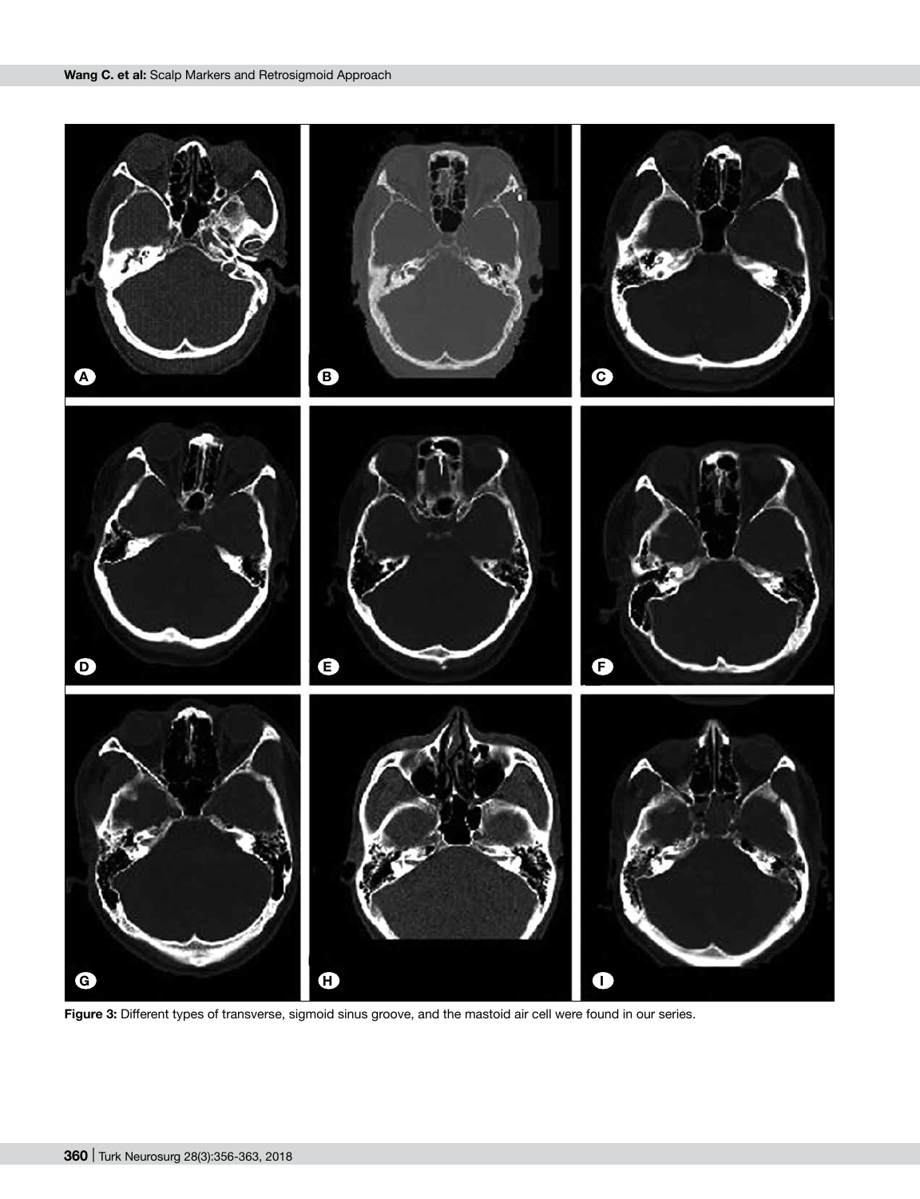**Figure 3:** Different types of transverse, sigmoid sinus groove, and the mastoid air cell were found in our series.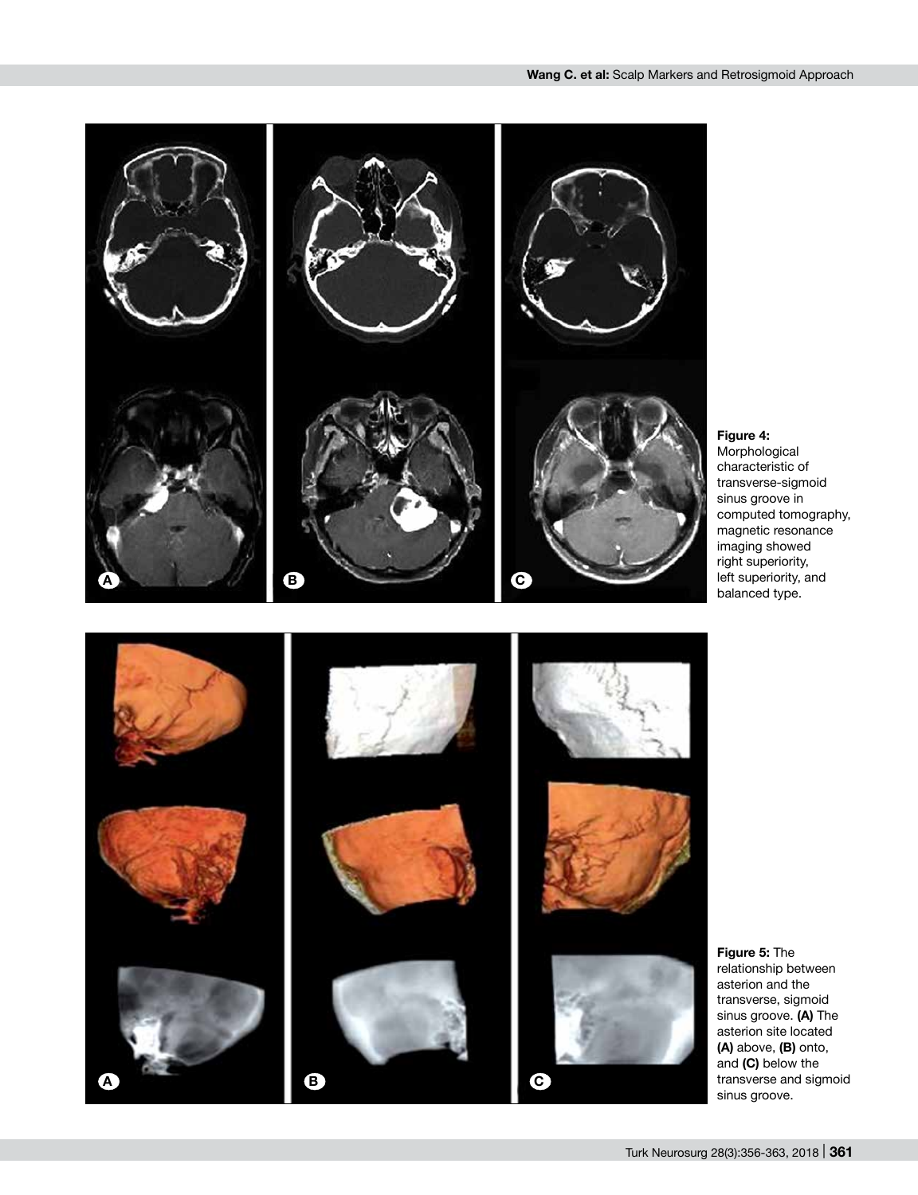**Figure 4:** Morphological characteristic of transverse-sigmoid sinus groove in computed tomography, magnetic resonance imaging showed right superiority, left superiority, and balanced type.

**Figure 5:** The relationship between asterion and the transverse, sigmoid sinus groove. **(A)** The asterion site located **(A)** above, **(B)** onto, and **(C)** below the transverse and sigmoid sinus groove.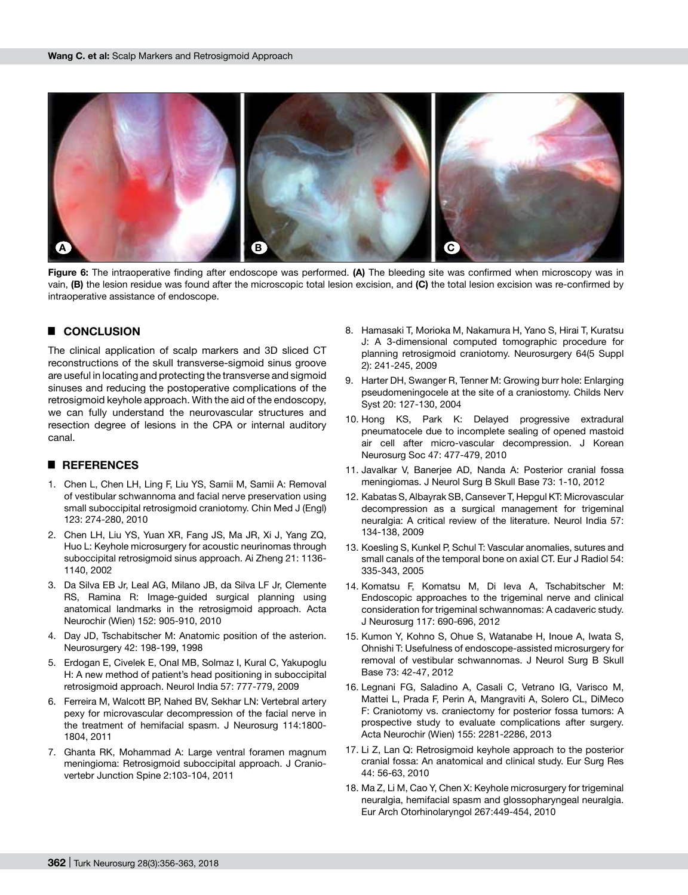**Figure 6:** The intraoperative finding after endoscope was performed. **(A)** The bleeding site was confirmed when microscopy was in vain, **(B)** the lesion residue was found after the microscopic total lesion excision, and **(C)** the total lesion excision was re-confirmed by intraoperative assistance of endoscope.

## ■ CONCLUSION

The clinical application of scalp markers and 3D sliced CT reconstructions of the skull transverse-sigmoid sinus groove are useful in locating and protecting the transverse and sigmoid sinuses and reducing the postoperative complications of the retrosigmoid keyhole approach. With the aid of the endoscopy, we can fully understand the neurovascular structures and resection degree of lesions in the CPA or internal auditory canal.

## ■ REFERENCES

1. Chen L, Chen LH, Ling F, Liu YS, Samii M, Samii A: Removal of vestibular schwannoma and facial nerve preservation using small suboccipital retrosigmoid craniotomy. Chin Med J (Engl) 123: 274-280, 2010
2. Chen LH, Liu YS, Yuan XR, Fang JS, Ma JR, Xi J, Yang ZQ, Huo L: Keyhole microsurgery for acoustic neurinomas through suboccipital retrosigmoid sinus approach. Ai Zheng 21: 1136-1140, 2002
3. Da Silva EB Jr, Leal AG, Milano JB, da Silva LF Jr, Clemente RS, Ramina R: Image-guided surgical planning using anatomical landmarks in the retrosigmoid approach. Acta Neurochir (Wien) 152: 905-910, 2010
4. Day JD, Tschabitscher M: Anatomic position of the asterion. Neurosurgery 42: 198-199, 1998
5. Erdogan E, Civelek E, Onal MB, Solmaz I, Kural C, Yakupoglu H: A new method of patient's head positioning in suboccipital retrosigmoid approach. Neurol India 57: 777-779, 2009
6. Ferreira M, Walcott BP, Nahed BV, Sekhar LN: Vertebral artery pexy for microvascular decompression of the facial nerve in the treatment of hemifacial spasm. J Neurosurg 114:1800-1804, 2011
7. Ghanta RK, Mohammad A: Large ventral foramen magnum meningioma: Retrosigmoid suboccipital approach. J Craniovertebr Junction Spine 2:103-104, 2011
8. Hamasaki T, Morioka M, Nakamura H, Yano S, Hirai T, Kuratsu J: A 3-dimensional computed tomographic procedure for planning retrosigmoid craniotomy. Neurosurgery 64(5 Suppl 2): 241-245, 2009
9. Harter DH, Swanger R, Tenner M: Growing burr hole: Enlarging pseudomeningocele at the site of a craniostomy. Childs Nerv Syst 20: 127-130, 2004
10. Hong KS, Park K: Delayed progressive extradural pneumatocele due to incomplete sealing of opened mastoid air cell after micro-vascular decompression. J Korean Neurosurg Soc 47: 477-479, 2010
11. Javalkar V, Banerjee AD, Nanda A: Posterior cranial fossa meningiomas. J Neurol Surg B Skull Base 73: 1-10, 2012
12. Kabatas S, Albayrak SB, Cansever T, Hepgul KT: Microvascular decompression as a surgical management for trigeminal neuralgia: A critical review of the literature. Neurol India 57: 134-138, 2009
13. Koesling S, Kunkel P, Schul T: Vascular anomalies, sutures and small canals of the temporal bone on axial CT. Eur J Radiol 54: 335-343, 2005
14. Komatsu F, Komatsu M, Di Ieva A, Tschabitscher M: Endoscopic approaches to the trigeminal nerve and clinical consideration for trigeminal schwannomas: A cadaveric study. J Neurosurg 117: 690-696, 2012
15. Kumon Y, Kohno S, Ohue S, Watanabe H, Inoue A, Iwata S, Ohnishi T: Usefulness of endoscope-assisted microsurgery for removal of vestibular schwannomas. J Neurol Surg B Skull Base 73: 42-47, 2012
16. Legnani FG, Saladino A, Casali C, Vetrano IG, Varisco M, Mattei L, Prada F, Perin A, Mangraviti A, Solero CL, DiMeco F: Craniotomy vs. craniectomy for posterior fossa tumors: A prospective study to evaluate complications after surgery. Acta Neurochir (Wien) 155: 2281-2286, 2013
17. Li Z, Lan Q: Retrosigmoid keyhole approach to the posterior cranial fossa: An anatomical and clinical study. Eur Surg Res 44: 56-63, 2010
18. Ma Z, Li M, Cao Y, Chen X: Keyhole microsurgery for trigeminal neuralgia, hemifacial spasm and glossopharyngeal neuralgia. Eur Arch Otorhinolaryngol 267:449-454, 2010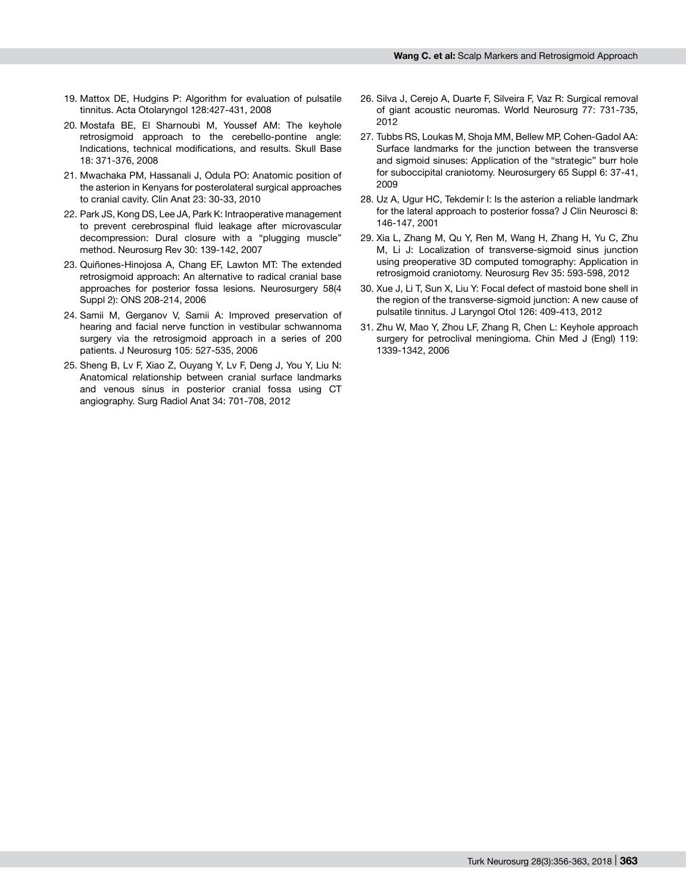19. Mattox DE, Hudgins P: Algorithm for evaluation of pulsatile tinnitus. Acta Otolaryngol 128:427-431, 2008
20. Mostafa BE, El Sharnoubi M, Youssef AM: The keyhole retrosigmoid approach to the cerebello-pontine angle: Indications, technical modifications, and results. Skull Base 18: 371-376, 2008
21. Mwachaka PM, Hassanali J, Odula PO: Anatomic position of the asterion in Kenyans for posterolateral surgical approaches to cranial cavity. Clin Anat 23: 30-33, 2010
22. Park JS, Kong DS, Lee JA, Park K: Intraoperative management to prevent cerebrospinal fluid leakage after microvascular decompression: Dural closure with a "plugging muscle" method. Neurosurg Rev 30: 139-142, 2007
23. Quiñones-Hinojosa A, Chang EF, Lawton MT: The extended retrosigmoid approach: An alternative to radical cranial base approaches for posterior fossa lesions. Neurosurgery 58(4 Suppl 2): ONS 208-214, 2006
24. Samii M, Gerganov V, Samii A: Improved preservation of hearing and facial nerve function in vestibular schwannoma surgery via the retrosigmoid approach in a series of 200 patients. J Neurosurg 105: 527-535, 2006
25. Sheng B, Lv F, Xiao Z, Ouyang Y, Lv F, Deng J, You Y, Liu N: Anatomical relationship between cranial surface landmarks and venous sinus in posterior cranial fossa using CT angiography. Surg Radiol Anat 34: 701-708, 2012
26. Silva J, Cerejo A, Duarte F, Silveira F, Vaz R: Surgical removal of giant acoustic neuromas. World Neurosurg 77: 731-735, 2012
27. Tubbs RS, Loukas M, Shoja MM, Bellew MP, Cohen-Gadol AA: Surface landmarks for the junction between the transverse and sigmoid sinuses: Application of the "strategic" burr hole for suboccipital craniotomy. Neurosurgery 65 Suppl 6: 37-41, 2009
28. Uz A, Ugur HC, Tekdemir I: Is the asterion a reliable landmark for the lateral approach to posterior fossa? J Clin Neurosci 8: 146-147, 2001
29. Xia L, Zhang M, Qu Y, Ren M, Wang H, Zhang H, Yu C, Zhu M, Li J: Localization of transverse-sigmoid sinus junction using preoperative 3D computed tomography: Application in retrosigmoid craniotomy. Neurosurg Rev 35: 593-598, 2012
30. Xue J, Li T, Sun X, Liu Y: Focal defect of mastoid bone shell in the region of the transverse-sigmoid junction: A new cause of pulsatile tinnitus. J Laryngol Otol 126: 409-413, 2012
31. Zhu W, Mao Y, Zhou LF, Zhang R, Chen L: Keyhole approach surgery for petroclival meningioma. Chin Med J (Engl) 119: 1339-1342, 2006